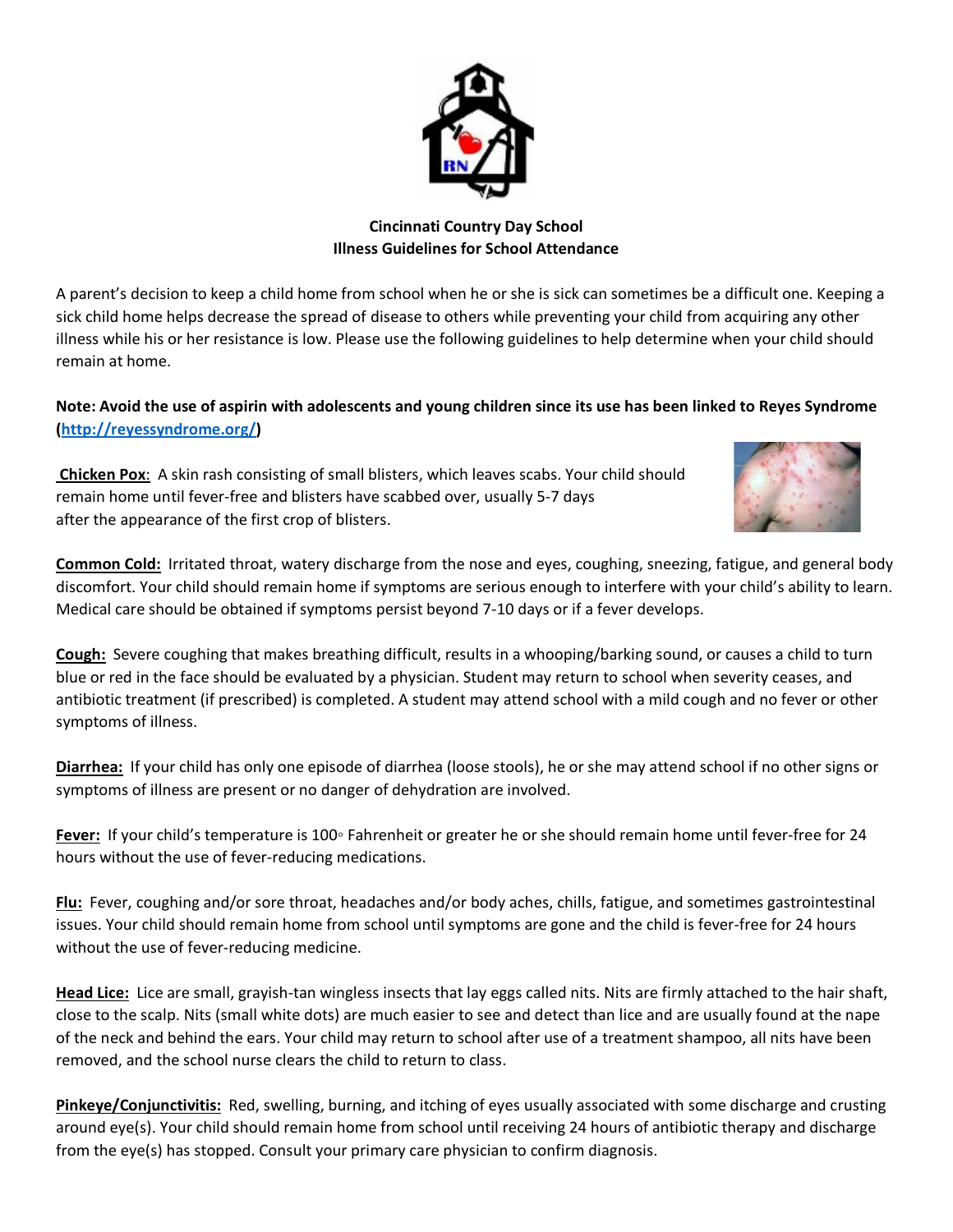**Cincinnati Country Day School**
**Illness Guidelines for School Attendance**

A parent's decision to keep a child home from school when he or she is sick can sometimes be a difficult one. Keeping a sick child home helps decrease the spread of disease to others while preventing your child from acquiring any other illness while his or her resistance is low. Please use the following guidelines to help determine when your child should remain at home.

**Note: Avoid the use of aspirin with adolescents and young children since its use has been linked to Reyes Syndrome ([http://reyessyndrome.org/](http://reyessyndrome.org/))**

**Chicken Pox:** A skin rash consisting of small blisters, which leaves scabs. Your child should remain home until fever-free and blisters have scabbed over, usually 5-7 days after the appearance of the first crop of blisters.

**Common Cold:** Irritated throat, watery discharge from the nose and eyes, coughing, sneezing, fatigue, and general body discomfort. Your child should remain home if symptoms are serious enough to interfere with your child's ability to learn. Medical care should be obtained if symptoms persist beyond 7-10 days or if a fever develops.

**Cough:** Severe coughing that makes breathing difficult, results in a whooping/barking sound, or causes a child to turn blue or red in the face should be evaluated by a physician. Student may return to school when severity ceases, and antibiotic treatment (if prescribed) is completed. A student may attend school with a mild cough and no fever or other symptoms of illness.

**Diarrhea:** If your child has only one episode of diarrhea (loose stools), he or she may attend school if no other signs or symptoms of illness are present or no danger of dehydration are involved.

**Fever:** If your child's temperature is 100◦ Fahrenheit or greater he or she should remain home until fever-free for 24 hours without the use of fever-reducing medications.

**Flu:** Fever, coughing and/or sore throat, headaches and/or body aches, chills, fatigue, and sometimes gastrointestinal issues. Your child should remain home from school until symptoms are gone and the child is fever-free for 24 hours without the use of fever-reducing medicine.

**Head Lice:** Lice are small, grayish-tan wingless insects that lay eggs called nits. Nits are firmly attached to the hair shaft, close to the scalp. Nits (small white dots) are much easier to see and detect than lice and are usually found at the nape of the neck and behind the ears. Your child may return to school after use of a treatment shampoo, all nits have been removed, and the school nurse clears the child to return to class.

**Pinkeye/Conjunctivitis:** Red, swelling, burning, and itching of eyes usually associated with some discharge and crusting around eye(s). Your child should remain home from school until receiving 24 hours of antibiotic therapy and discharge from the eye(s) has stopped. Consult your primary care physician to confirm diagnosis.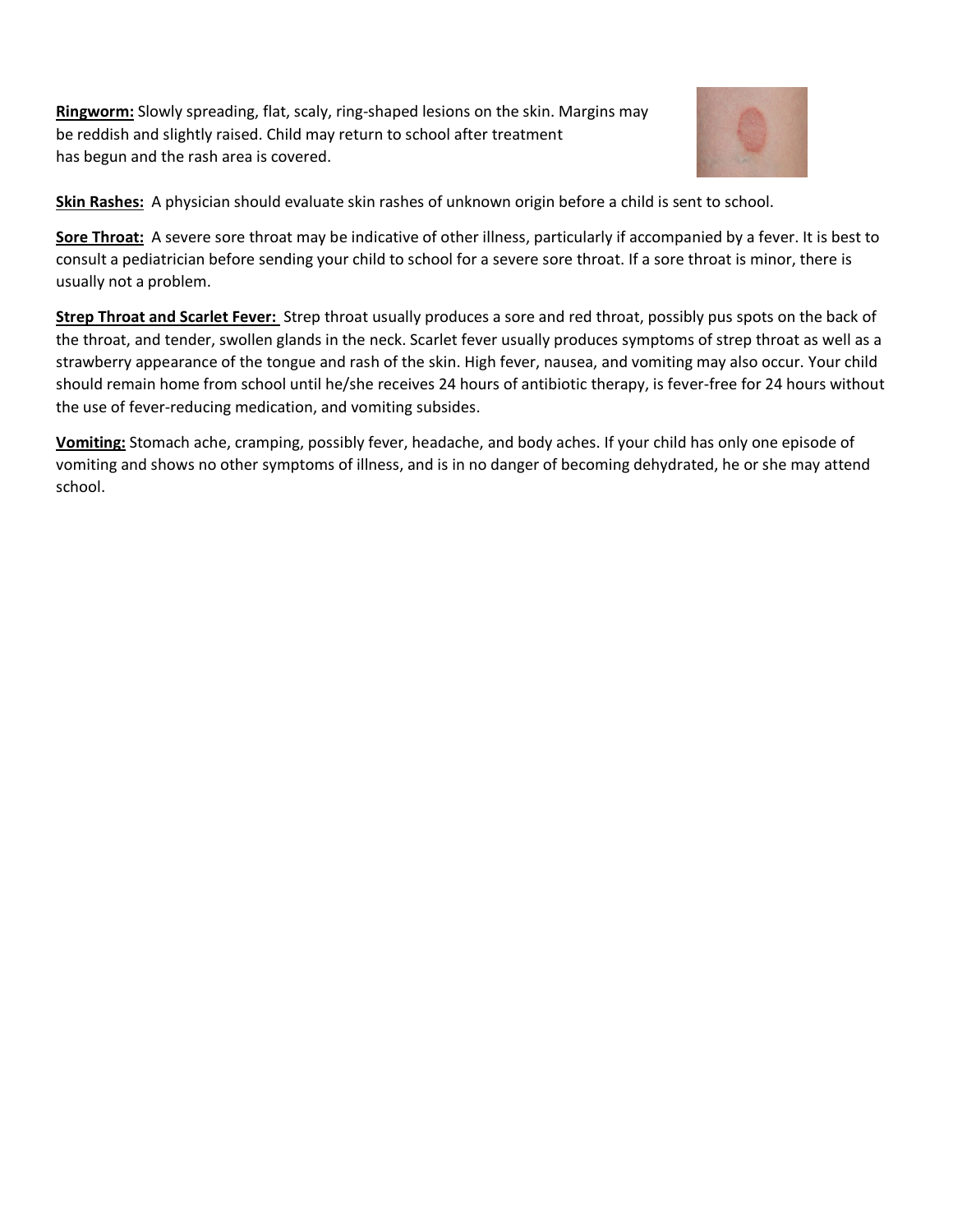**Ringworm:** Slowly spreading, flat, scaly, ring-shaped lesions on the skin. Margins may be reddish and slightly raised. Child may return to school after treatment has begun and the rash area is covered.

**Skin Rashes:** A physician should evaluate skin rashes of unknown origin before a child is sent to school.

**Sore Throat:** A severe sore throat may be indicative of other illness, particularly if accompanied by a fever. It is best to consult a pediatrician before sending your child to school for a severe sore throat. If a sore throat is minor, there is usually not a problem.

**Strep Throat and Scarlet Fever:** Strep throat usually produces a sore and red throat, possibly pus spots on the back of the throat, and tender, swollen glands in the neck. Scarlet fever usually produces symptoms of strep throat as well as a strawberry appearance of the tongue and rash of the skin. High fever, nausea, and vomiting may also occur. Your child should remain home from school until he/she receives 24 hours of antibiotic therapy, is fever-free for 24 hours without the use of fever-reducing medication, and vomiting subsides.

**Vomiting:** Stomach ache, cramping, possibly fever, headache, and body aches. If your child has only one episode of vomiting and shows no other symptoms of illness, and is in no danger of becoming dehydrated, he or she may attend school.